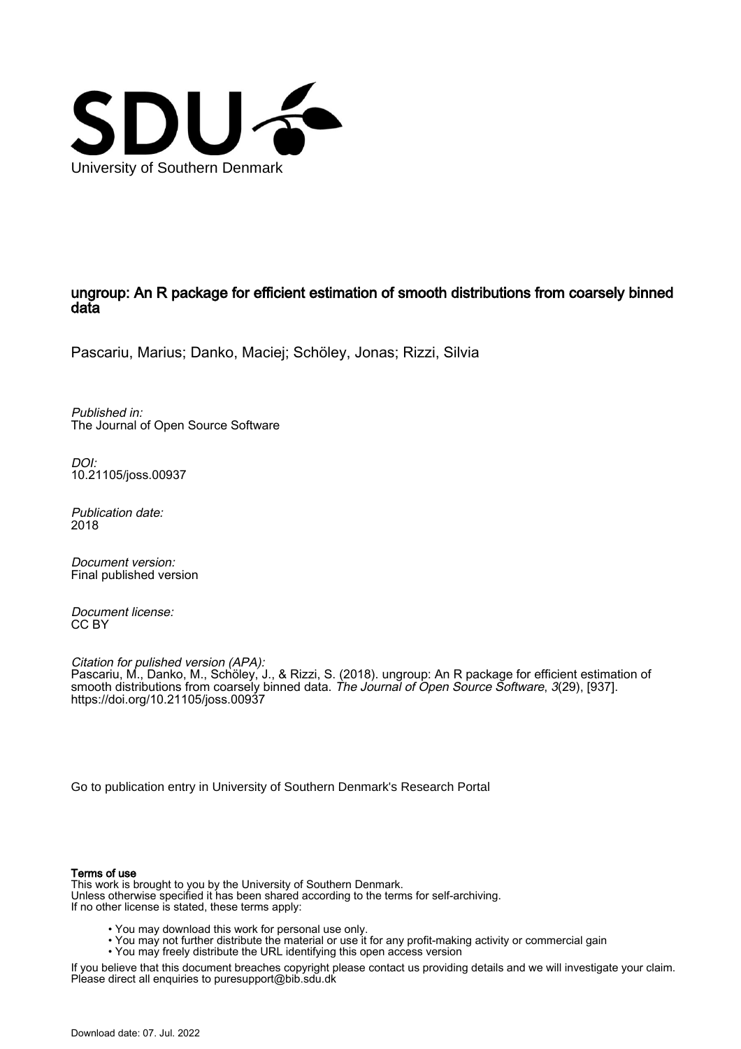University of Southern Denmark

# ungroup: An R package for efficient estimation of smooth distributions from coarsely binned data

Pascariu, Marius; Danko, Maciej; Schöley, Jonas; Rizzi, Silvia

*Published in:*
The Journal of Open Source Software

*DOI:*
10.21105/joss.00937

*Publication date:*
2018

*Document version:*
Final published version

*Document license:*
CC BY

*Citation for pulished version (APA):*
Pascariu, M., Danko, M., Schöley, J., & Rizzi, S. (2018). ungroup: An R package for efficient estimation of smooth distributions from coarsely binned data. *The Journal of Open Source Software*, *3*(29), [937]. https://doi.org/10.21105/joss.00937

Go to publication entry in University of Southern Denmark's Research Portal

**Terms of use**

This work is brought to you by the University of Southern Denmark.
Unless otherwise specified it has been shared according to the terms for self-archiving.
If no other license is stated, these terms apply:

- You may download this work for personal use only.
- You may not further distribute the material or use it for any profit-making activity or commercial gain
- You may freely distribute the URL identifying this open access version

If you believe that this document breaches copyright please contact us providing details and we will investigate your claim.
Please direct all enquiries to puresupport@bib.sdu.dk

Download date: 07. Jul. 2022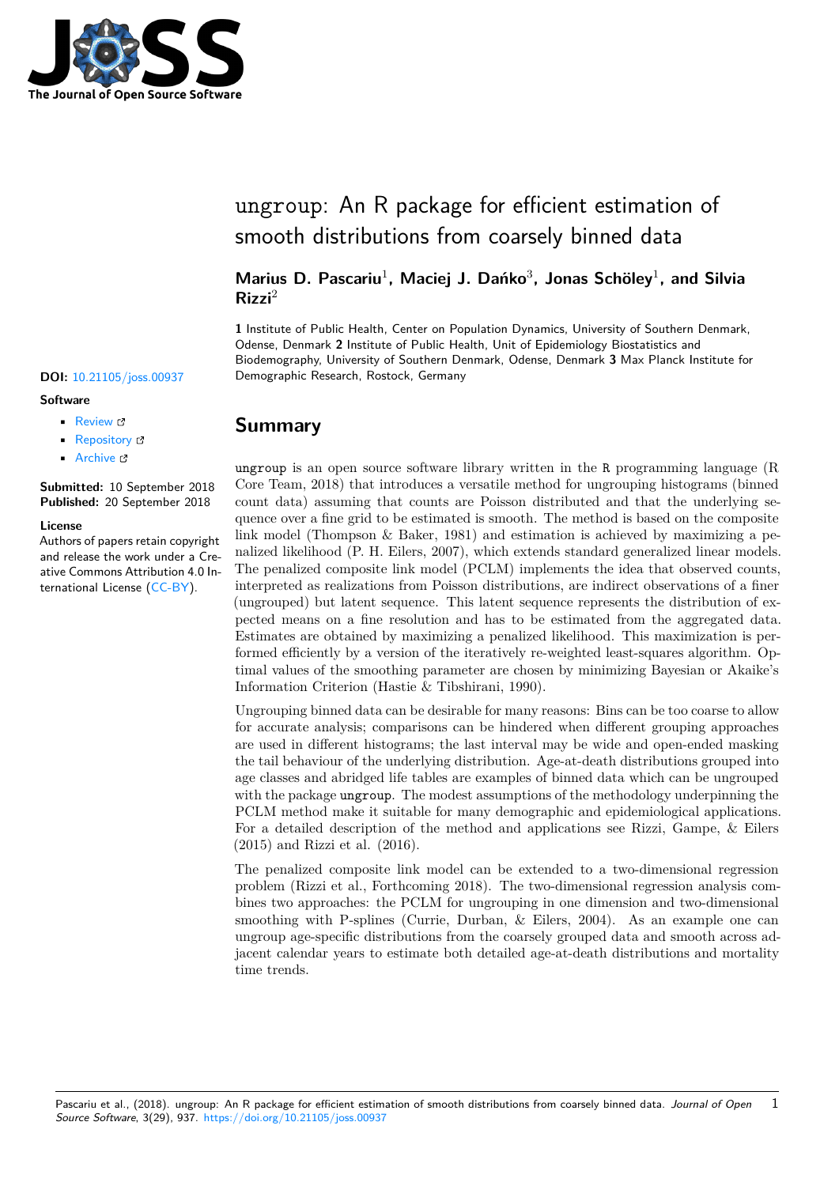# ungroup: An R package for efficient estimation of smooth distributions from coarsely binned data

**Marius D. Pascariu**[1]**, Maciej J. Dańko**[3]**, Jonas Schöley**[1]**, and Silvia Rizzi**[2]

**1** Institute of Public Health, Center on Population Dynamics, University of Southern Denmark, Odense, Denmark **2** Institute of Public Health, Unit of Epidemiology Biostatistics and Biodemography, University of Southern Denmark, Odense, Denmark **3** Max Planck Institute for Demographic Research, Rostock, Germany

**DOI:** 10.21105/joss.00937

**Software**

- Review
- Repository
- Archive

**Submitted:** 10 September 2018
**Published:** 20 September 2018

**License**
Authors of papers retain copyright and release the work under a Creative Commons Attribution 4.0 International License (CC-BY).

## Summary

ungroup is an open source software library written in the R programming language (R Core Team, 2018) that introduces a versatile method for ungrouping histograms (binned count data) assuming that counts are Poisson distributed and that the underlying sequence over a fine grid to be estimated is smooth. The method is based on the composite link model (Thompson & Baker, 1981) and estimation is achieved by maximizing a penalized likelihood (P. H. Eilers, 2007), which extends standard generalized linear models. The penalized composite link model (PCLM) implements the idea that observed counts, interpreted as realizations from Poisson distributions, are indirect observations of a finer (ungrouped) but latent sequence. This latent sequence represents the distribution of expected means on a fine resolution and has to be estimated from the aggregated data. Estimates are obtained by maximizing a penalized likelihood. This maximization is performed efficiently by a version of the iteratively re-weighted least-squares algorithm. Optimal values of the smoothing parameter are chosen by minimizing Bayesian or Akaike's Information Criterion (Hastie & Tibshirani, 1990).

Ungrouping binned data can be desirable for many reasons: Bins can be too coarse to allow for accurate analysis; comparisons can be hindered when different grouping approaches are used in different histograms; the last interval may be wide and open-ended masking the tail behaviour of the underlying distribution. Age-at-death distributions grouped into age classes and abridged life tables are examples of binned data which can be ungrouped with the package ungroup. The modest assumptions of the methodology underpinning the PCLM method make it suitable for many demographic and epidemiological applications. For a detailed description of the method and applications see Rizzi, Gampe, & Eilers (2015) and Rizzi et al. (2016).

The penalized composite link model can be extended to a two-dimensional regression problem (Rizzi et al., Forthcoming 2018). The two-dimensional regression analysis combines two approaches: the PCLM for ungrouping in one dimension and two-dimensional smoothing with P-splines (Currie, Durban, & Eilers, 2004). As an example one can ungroup age-specific distributions from the coarsely grouped data and smooth across adjacent calendar years to estimate both detailed age-at-death distributions and mortality time trends.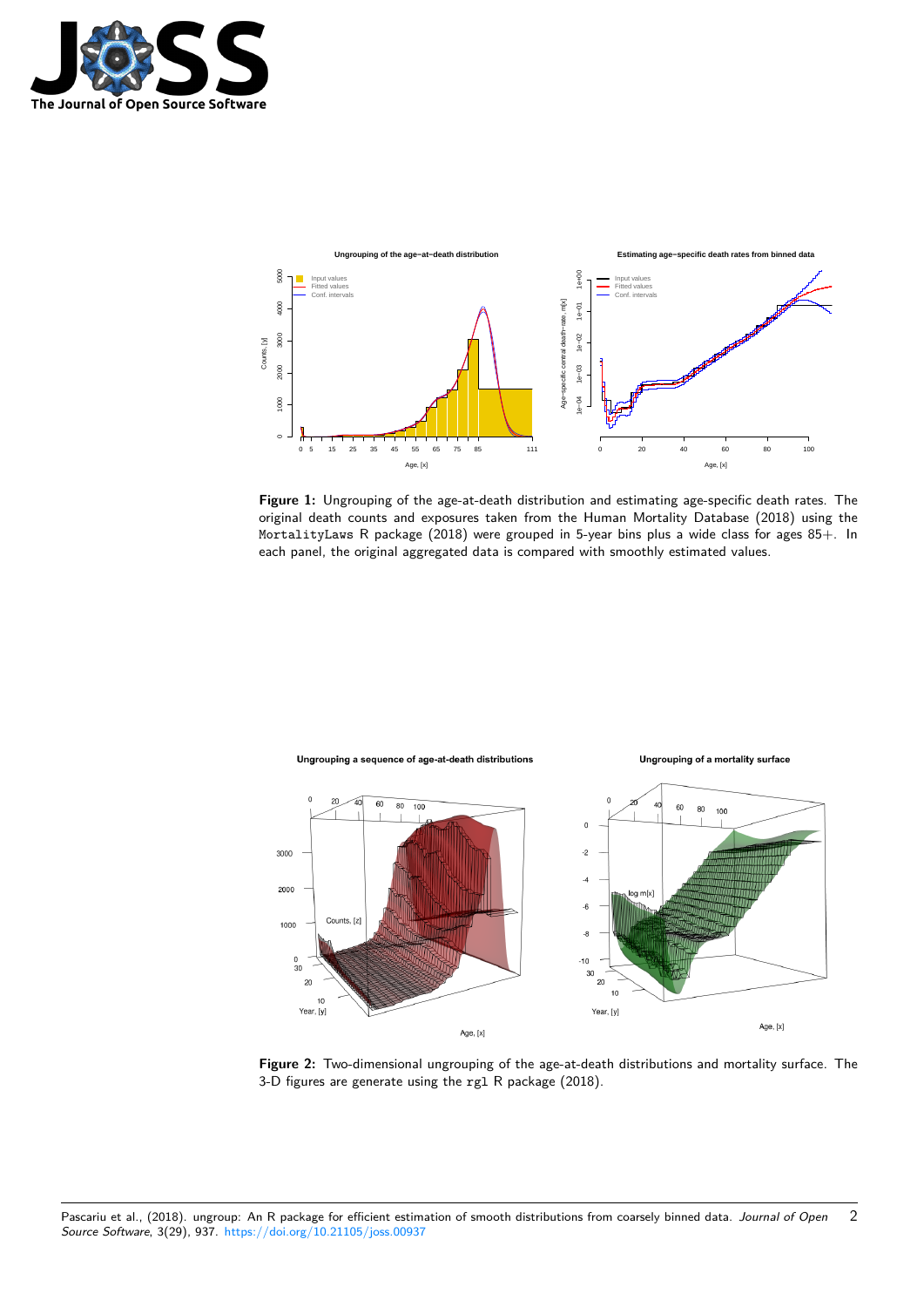**Figure 1:** Ungrouping of the age-at-death distribution and estimating age-specific death rates. The original death counts and exposures taken from the Human Mortality Database (2018) using the `MortalityLaws` R package (2018) were grouped in 5-year bins plus a wide class for ages 85+. In each panel, the original aggregated data is compared with smoothly estimated values.

**Figure 2:** Two-dimensional ungrouping of the age-at-death distributions and mortality surface. The 3-D figures are generate using the `rgl` R package (2018).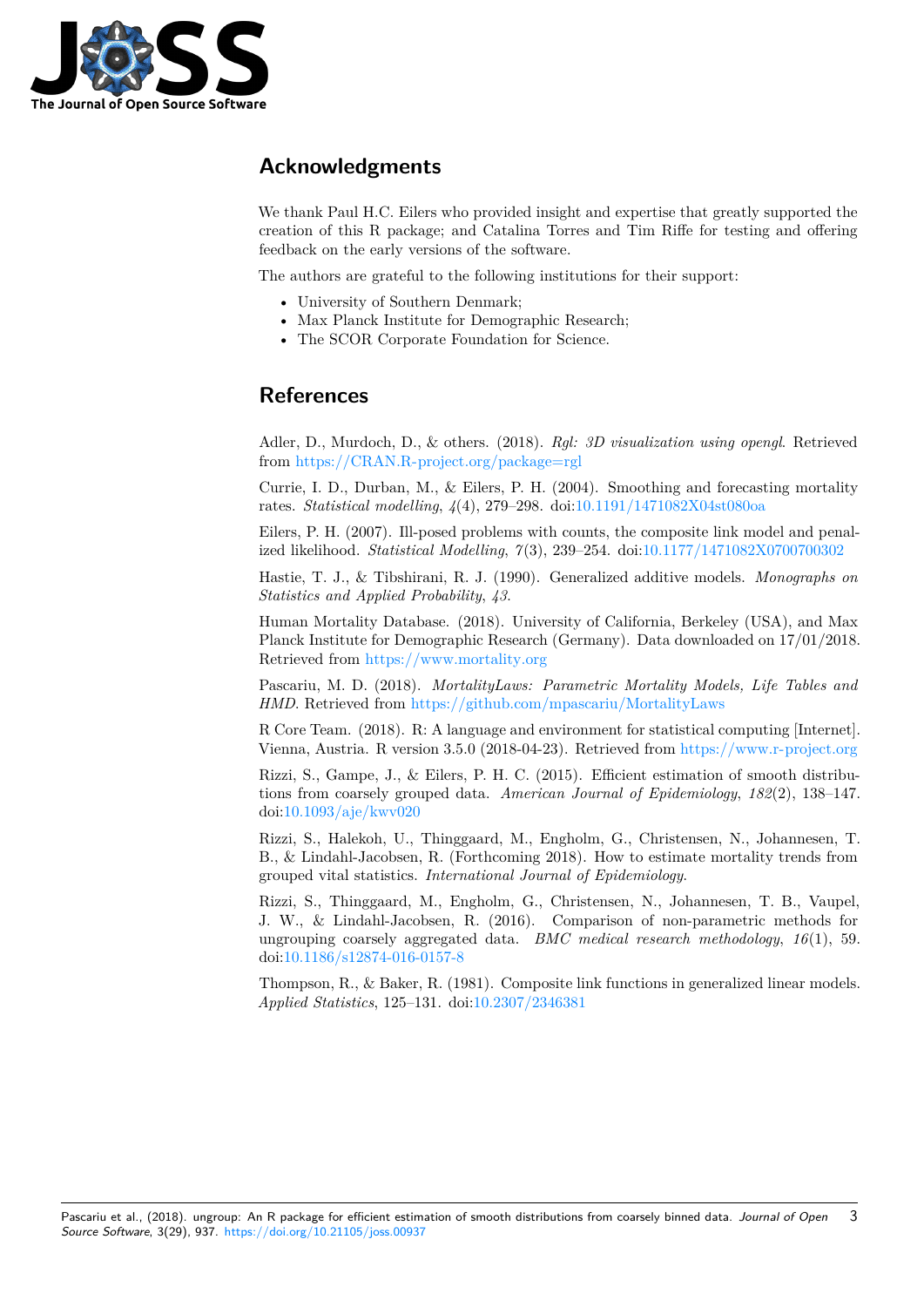## Acknowledgments

We thank Paul H.C. Eilers who provided insight and expertise that greatly supported the creation of this R package; and Catalina Torres and Tim Riffe for testing and offering feedback on the early versions of the software.

The authors are grateful to the following institutions for their support:

- University of Southern Denmark;
- Max Planck Institute for Demographic Research;
- The SCOR Corporate Foundation for Science.

## References

Adler, D., Murdoch, D., & others. (2018). *Rgl: 3D visualization using opengl*. Retrieved from https://CRAN.R-project.org/package=rgl

Currie, I. D., Durban, M., & Eilers, P. H. (2004). Smoothing and forecasting mortality rates. *Statistical modelling*, *4*(4), 279–298. doi:10.1191/1471082X04st080oa

Eilers, P. H. (2007). Ill-posed problems with counts, the composite link model and penalized likelihood. *Statistical Modelling*, *7*(3), 239–254. doi:10.1177/1471082X0700700302

Hastie, T. J., & Tibshirani, R. J. (1990). Generalized additive models. *Monographs on Statistics and Applied Probability*, *43*.

Human Mortality Database. (2018). University of California, Berkeley (USA), and Max Planck Institute for Demographic Research (Germany). Data downloaded on 17/01/2018. Retrieved from https://www.mortality.org

Pascariu, M. D. (2018). *MortalityLaws: Parametric Mortality Models, Life Tables and HMD*. Retrieved from https://github.com/mpascariu/MortalityLaws

R Core Team. (2018). R: A language and environment for statistical computing [Internet]. Vienna, Austria. R version 3.5.0 (2018-04-23). Retrieved from https://www.r-project.org

Rizzi, S., Gampe, J., & Eilers, P. H. C. (2015). Efficient estimation of smooth distributions from coarsely grouped data. *American Journal of Epidemiology*, *182*(2), 138–147. doi:10.1093/aje/kwv020

Rizzi, S., Halekoh, U., Thinggaard, M., Engholm, G., Christensen, N., Johannesen, T. B., & Lindahl-Jacobsen, R. (Forthcoming 2018). How to estimate mortality trends from grouped vital statistics. *International Journal of Epidemiology*.

Rizzi, S., Thinggaard, M., Engholm, G., Christensen, N., Johannesen, T. B., Vaupel, J. W., & Lindahl-Jacobsen, R. (2016). Comparison of non-parametric methods for ungrouping coarsely aggregated data. *BMC medical research methodology*, *16*(1), 59. doi:10.1186/s12874-016-0157-8

Thompson, R., & Baker, R. (1981). Composite link functions in generalized linear models. *Applied Statistics*, 125–131. doi:10.2307/2346381